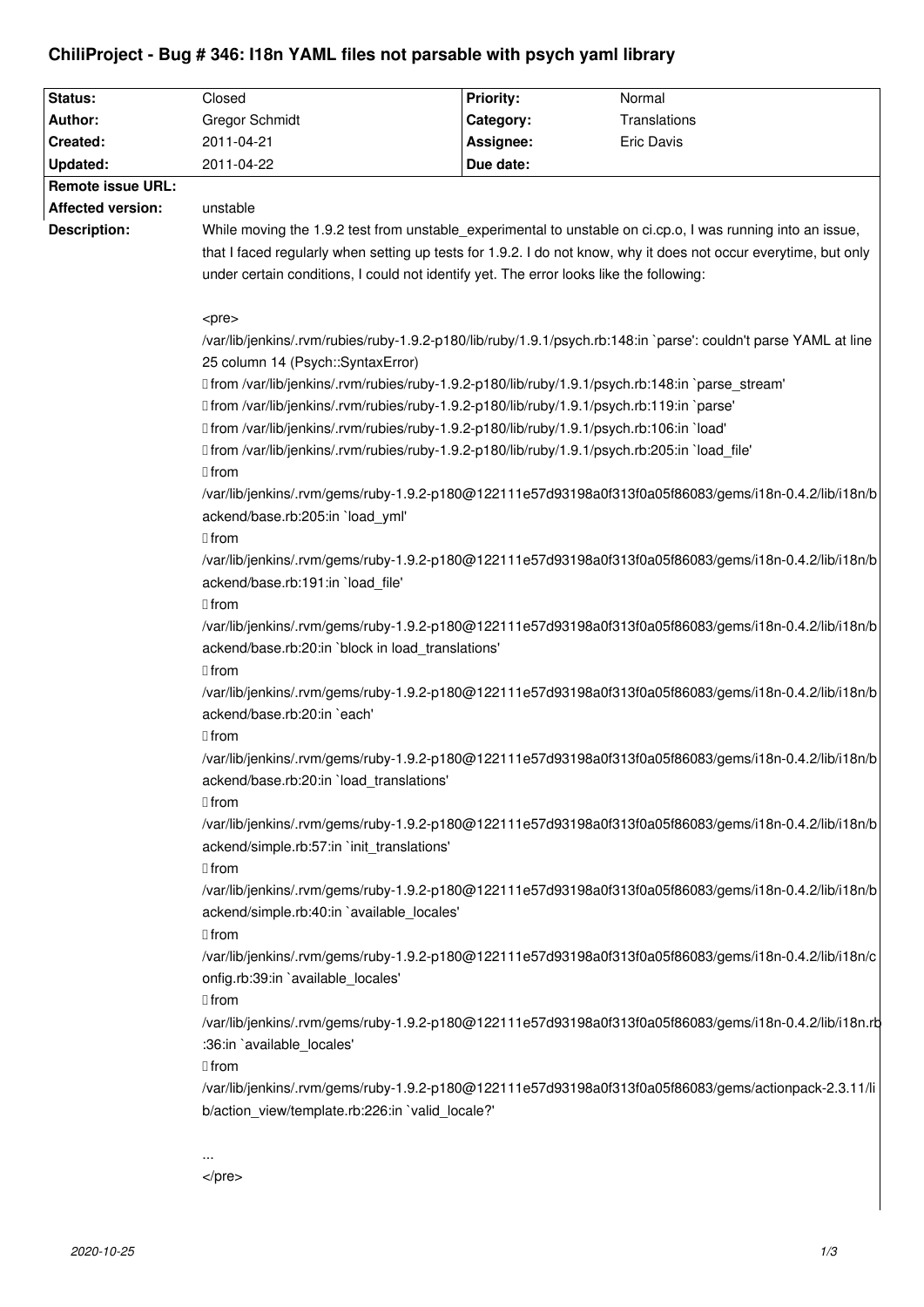# ChiliProject - Bug # 346: I18n YAML files not parsable with psych yaml library

| Status: | Closed | Priority: | Normal |
| --- | --- | --- | --- |
| Author: | Gregor Schmidt | Category: | Translations |
| Created: | 2011-04-21 | Assignee: | Eric Davis |
| Updated: | 2011-04-22 | Due date: | |
| Remote issue URL: | | | |
| Affected version: | unstable | | |

**Description:**

While moving the 1.9.2 test from unstable_experimental to unstable on ci.cp.o, I was running into an issue, that I faced regularly when setting up tests for 1.9.2. I do not know, why it does not occur everytime, but only under certain conditions, I could not identify yet. The error looks like the following:

```
<pre>
/var/lib/jenkins/.rvm/rubies/ruby-1.9.2-p180/lib/ruby/1.9.1/psych.rb:148:in `parse': couldn't parse YAML at line 25 column 14 (Psych::SyntaxError)
	from /var/lib/jenkins/.rvm/rubies/ruby-1.9.2-p180/lib/ruby/1.9.1/psych.rb:148:in `parse_stream'
	from /var/lib/jenkins/.rvm/rubies/ruby-1.9.2-p180/lib/ruby/1.9.1/psych.rb:119:in `parse'
	from /var/lib/jenkins/.rvm/rubies/ruby-1.9.2-p180/lib/ruby/1.9.1/psych.rb:106:in `load'
	from /var/lib/jenkins/.rvm/rubies/ruby-1.9.2-p180/lib/ruby/1.9.1/psych.rb:205:in `load_file'
	from /var/lib/jenkins/.rvm/gems/ruby-1.9.2-p180@122111e57d93198a0f313f0a05f86083/gems/i18n-0.4.2/lib/i18n/backend/base.rb:205:in `load_yml'
	from /var/lib/jenkins/.rvm/gems/ruby-1.9.2-p180@122111e57d93198a0f313f0a05f86083/gems/i18n-0.4.2/lib/i18n/backend/base.rb:191:in `load_file'
	from /var/lib/jenkins/.rvm/gems/ruby-1.9.2-p180@122111e57d93198a0f313f0a05f86083/gems/i18n-0.4.2/lib/i18n/backend/base.rb:20:in `block in load_translations'
	from /var/lib/jenkins/.rvm/gems/ruby-1.9.2-p180@122111e57d93198a0f313f0a05f86083/gems/i18n-0.4.2/lib/i18n/backend/base.rb:20:in `each'
	from /var/lib/jenkins/.rvm/gems/ruby-1.9.2-p180@122111e57d93198a0f313f0a05f86083/gems/i18n-0.4.2/lib/i18n/backend/base.rb:20:in `load_translations'
	from /var/lib/jenkins/.rvm/gems/ruby-1.9.2-p180@122111e57d93198a0f313f0a05f86083/gems/i18n-0.4.2/lib/i18n/backend/simple.rb:57:in `init_translations'
	from /var/lib/jenkins/.rvm/gems/ruby-1.9.2-p180@122111e57d93198a0f313f0a05f86083/gems/i18n-0.4.2/lib/i18n/backend/simple.rb:40:in `available_locales'
	from /var/lib/jenkins/.rvm/gems/ruby-1.9.2-p180@122111e57d93198a0f313f0a05f86083/gems/i18n-0.4.2/lib/i18n/config.rb:39:in `available_locales'
	from /var/lib/jenkins/.rvm/gems/ruby-1.9.2-p180@122111e57d93198a0f313f0a05f86083/gems/i18n-0.4.2/lib/i18n.rb:36:in `available_locales'
	from /var/lib/jenkins/.rvm/gems/ruby-1.9.2-p180@122111e57d93198a0f313f0a05f86083/gems/actionpack-2.3.11/lib/action_view/template.rb:226:in `valid_locale?'

...
</pre>
```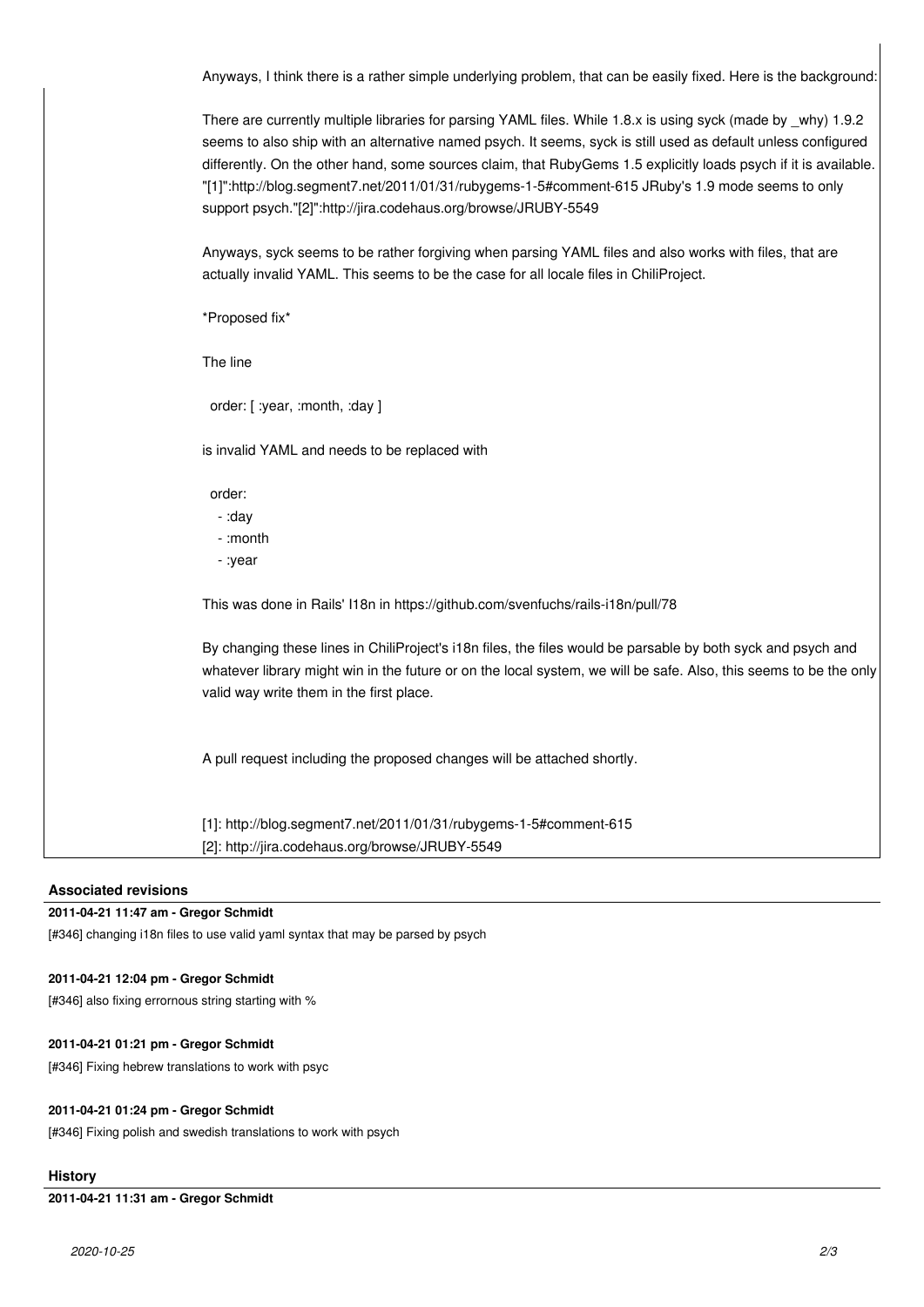Anyways, I think there is a rather simple underlying problem, that can be easily fixed. Here is the background:

There are currently multiple libraries for parsing YAML files. While 1.8.x is using syck (made by _why) 1.9.2 seems to also ship with an alternative named psych. It seems, syck is still used as default unless configured differently. On the other hand, some sources claim, that RubyGems 1.5 explicitly loads psych if it is available. "[1]":http://blog.segment7.net/2011/01/31/rubygems-1-5#comment-615 JRuby's 1.9 mode seems to only support psych."[2]":http://jira.codehaus.org/browse/JRUBY-5549

Anyways, syck seems to be rather forgiving when parsing YAML files and also works with files, that are actually invalid YAML. This seems to be the case for all locale files in ChiliProject.

*Proposed fix*

The line

```
  order: [ :year, :month, :day ]
```

is invalid YAML and needs to be replaced with

```
  order:
    - :day
    - :month
    - :year
```

This was done in Rails' I18n in https://github.com/svenfuchs/rails-i18n/pull/78

By changing these lines in ChiliProject's i18n files, the files would be parsable by both syck and psych and whatever library might win in the future or on the local system, we will be safe. Also, this seems to be the only valid way write them in the first place.

A pull request including the proposed changes will be attached shortly.

[1]: http://blog.segment7.net/2011/01/31/rubygems-1-5#comment-615
[2]: http://jira.codehaus.org/browse/JRUBY-5549

### Associated revisions

**2011-04-21 11:47 am - Gregor Schmidt**

[#346] changing i18n files to use valid yaml syntax that may be parsed by psych

**2011-04-21 12:04 pm - Gregor Schmidt**

[#346] also fixing errornous string starting with %

**2011-04-21 01:21 pm - Gregor Schmidt**

[#346] Fixing hebrew translations to work with psyc

**2011-04-21 01:24 pm - Gregor Schmidt**

[#346] Fixing polish and swedish translations to work with psych

### History

**2011-04-21 11:31 am - Gregor Schmidt**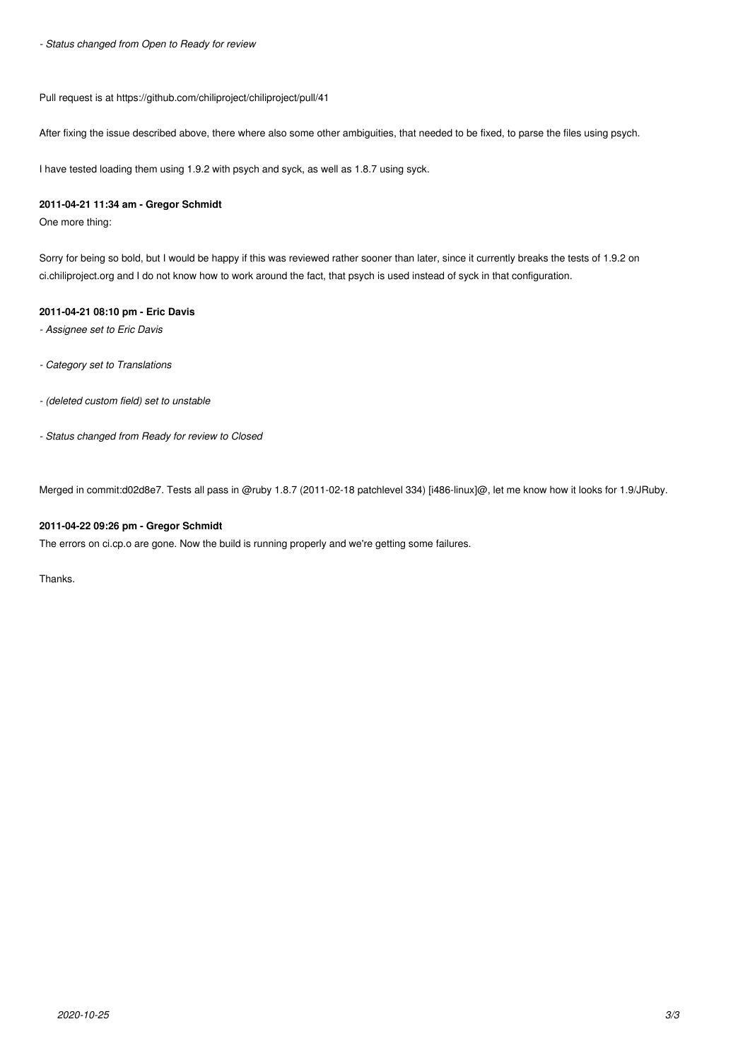*- Status changed from Open to Ready for review*

Pull request is at https://github.com/chiliproject/chiliproject/pull/41

After fixing the issue described above, there where also some other ambiguities, that needed to be fixed, to parse the files using psych.

I have tested loading them using 1.9.2 with psych and syck, as well as 1.8.7 using syck.

**2011-04-21 11:34 am - Gregor Schmidt**

One more thing:

Sorry for being so bold, but I would be happy if this was reviewed rather sooner than later, since it currently breaks the tests of 1.9.2 on ci.chiliproject.org and I do not know how to work around the fact, that psych is used instead of syck in that configuration.

**2011-04-21 08:10 pm - Eric Davis**

*- Assignee set to Eric Davis*

*- Category set to Translations*

*- (deleted custom field) set to unstable*

*- Status changed from Ready for review to Closed*

Merged in commit:d02d8e7. Tests all pass in @ruby 1.8.7 (2011-02-18 patchlevel 334) [i486-linux]@, let me know how it looks for 1.9/JRuby.

**2011-04-22 09:26 pm - Gregor Schmidt**

The errors on ci.cp.o are gone. Now the build is running properly and we're getting some failures.

Thanks.